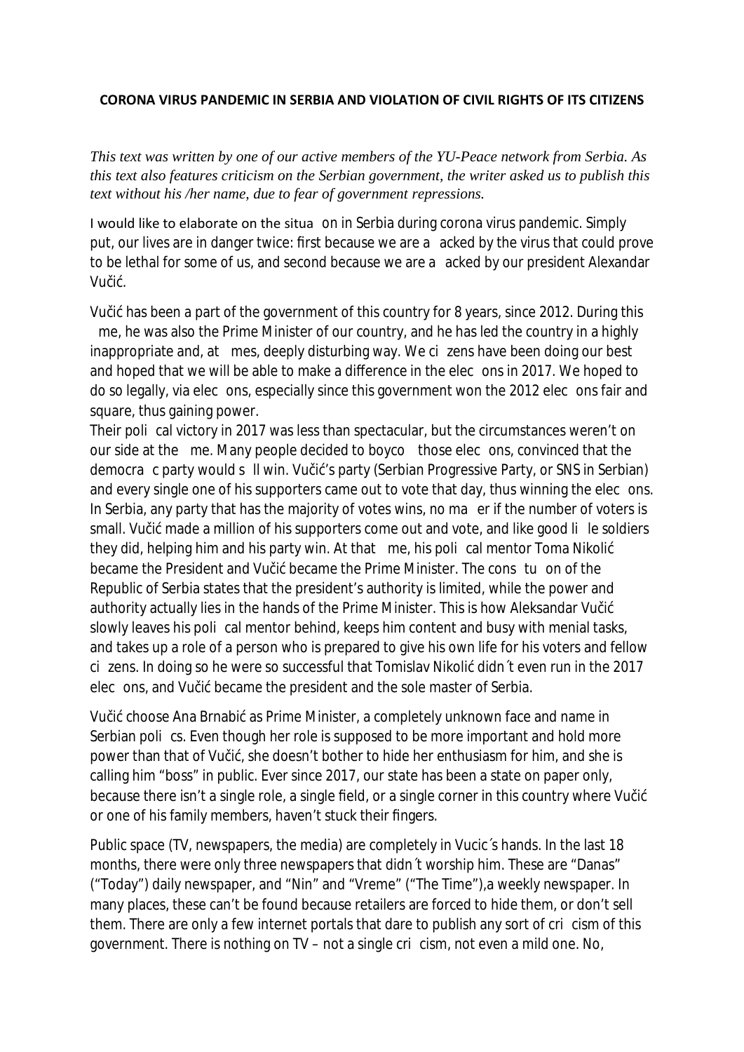**CORONA VIRUS PANDEMIC IN SERBIA AND VIOLATION OF CIVIL RIGHTS OF ITS CITIZENS**

*This text was written by one of our active members of the YU-Peace network from Serbia. As this text also features criticism on the Serbian government, the writer asked us to publish this text without his /her name, due to fear of government repressions.*

I would like to elaborate on the situation in Serbia during corona virus pandemic. Simply put, our lives are in danger twice: first because we are attacked by the virus that could prove to be lethal for some of us, and second because we are attacked by our president Alexandar Vučić.

Vučić has been a part of the government of this country for 8 years, since 2012. During this time, he was also the Prime Minister of our country, and he has led the country in a highly inappropriate and, at times, deeply disturbing way. We citizens have been doing our best and hoped that we will be able to make a difference in the elections in 2017. We hoped to do so legally, via elections, especially since this government won the 2012 elections fair and square, thus gaining power.

Their political victory in 2017 was less than spectacular, but the circumstances weren't on our side at the time. Many people decided to boycott those elections, convinced that the democratic party would still win. Vučić's party (Serbian Progressive Party, or SNS in Serbian) and every single one of his supporters came out to vote that day, thus winning the elections. In Serbia, any party that has the majority of votes wins, no matter if the number of voters is small. Vučić made a million of his supporters come out and vote, and like good little soldiers they did, helping him and his party win. At that time, his political mentor Toma Nikolić became the President and Vučić became the Prime Minister. The constitution of the Republic of Serbia states that the president's authority is limited, while the power and authority actually lies in the hands of the Prime Minister. This is how Aleksandar Vučić slowly leaves his political mentor behind, keeps him content and busy with menial tasks, and takes up a role of a person who is prepared to give his own life for his voters and fellow citizens. In doing so he were so successful that Tomislav Nikolić didn´t even run in the 2017 elections, and Vučić became the president and the sole master of Serbia.

Vučić choose Ana Brnabić as Prime Minister, a completely unknown face and name in Serbian politics. Even though her role is supposed to be more important and hold more power than that of Vučić, she doesn't bother to hide her enthusiasm for him, and she is calling him "boss" in public. Ever since 2017, our state has been a state on paper only, because there isn't a single role, a single field, or a single corner in this country where Vučić or one of his family members, haven't stuck their fingers.

Public space (TV, newspapers, the media) are completely in Vucic´s hands. In the last 18 months, there were only three newspapers that didn´t worship him. These are "Danas" ("Today") daily newspaper, and "Nin" and "Vreme" ("The Time"),a weekly newspaper. In many places, these can't be found because retailers are forced to hide them, or don't sell them. There are only a few internet portals that dare to publish any sort of criticism of this government. There is nothing on TV – not a single criticism, not even a mild one. No,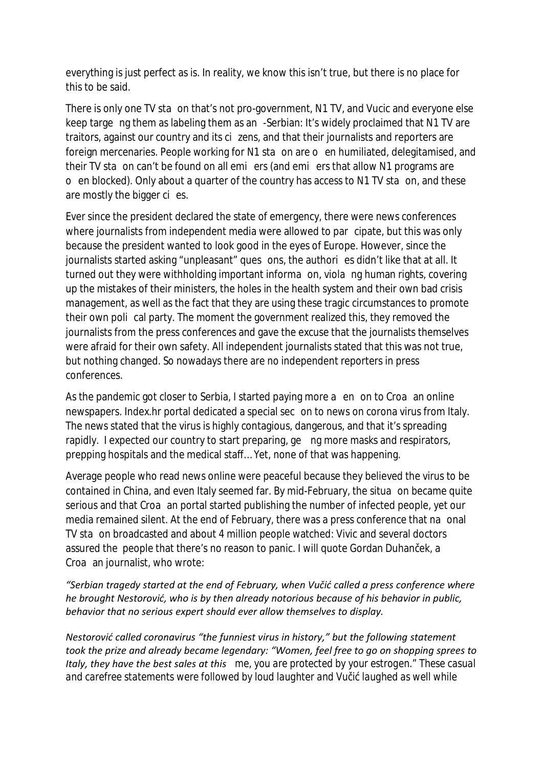everything is just perfect as is. In reality, we know this isn't true, but there is no place for this to be said.

There is only one TV station that's not pro-government, N1 TV, and Vucic and everyone else keep targeting them as labeling them as anti-Serbian: It's widely proclaimed that N1 TV are traitors, against our country and its citizens, and that their journalists and reporters are foreign mercenaries. People working for N1 station are often humiliated, delegitamised, and their TV station can't be found on all emitters (and emitters that allow N1 programs are often blocked). Only about a quarter of the country has access to N1 TV station, and these are mostly the bigger cities.

Ever since the president declared the state of emergency, there were news conferences where journalists from independent media were allowed to participate, but this was only because the president wanted to look good in the eyes of Europe. However, since the journalists started asking "unpleasant" questions, the authorities didn't like that at all. It turned out they were withholding important information, violating human rights, covering up the mistakes of their ministers, the holes in the health system and their own bad crisis management, as well as the fact that they are using these tragic circumstances to promote their own political party. The moment the government realized this, they removed the journalists from the press conferences and gave the excuse that the journalists themselves were afraid for their own safety. All independent journalists stated that this was not true, but nothing changed. So nowadays there are no independent reporters in press conferences.

As the pandemic got closer to Serbia, I started paying more attention to Croatian online newspapers. Index.hr portal dedicated a special section to news on corona virus from Italy. The news stated that the virus is highly contagious, dangerous, and that it's spreading rapidly. I expected our country to start preparing, getting more masks and respirators, prepping hospitals and the medical staff… Yet, none of that was happening.

Average people who read news online were peaceful because they believed the virus to be contained in China, and even Italy seemed far. By mid-February, the situation became quite serious and that Croatian portal started publishing the number of infected people, yet our media remained silent. At the end of February, there was a press conference that national TV station broadcasted and about 4 million people watched: Vivic and several doctors assured the people that there's no reason to panic. I will quote Gordan Duhanček, a Croatian journalist, who wrote:

*"Serbian tragedy started at the end of February, when Vučić called a press conference where he brought Nestorović, who is by then already notorious because of his behavior in public, behavior that no serious expert should ever allow themselves to display.*

*Nestorović called coronavirus "the funniest virus in history," but the following statement took the prize and already became legendary: "Women, feel free to go on shopping sprees to Italy, they have the best sales at this time, you are protected by your estrogen." These casual and carefree statements were followed by loud laughter and Vučić laughed as well while*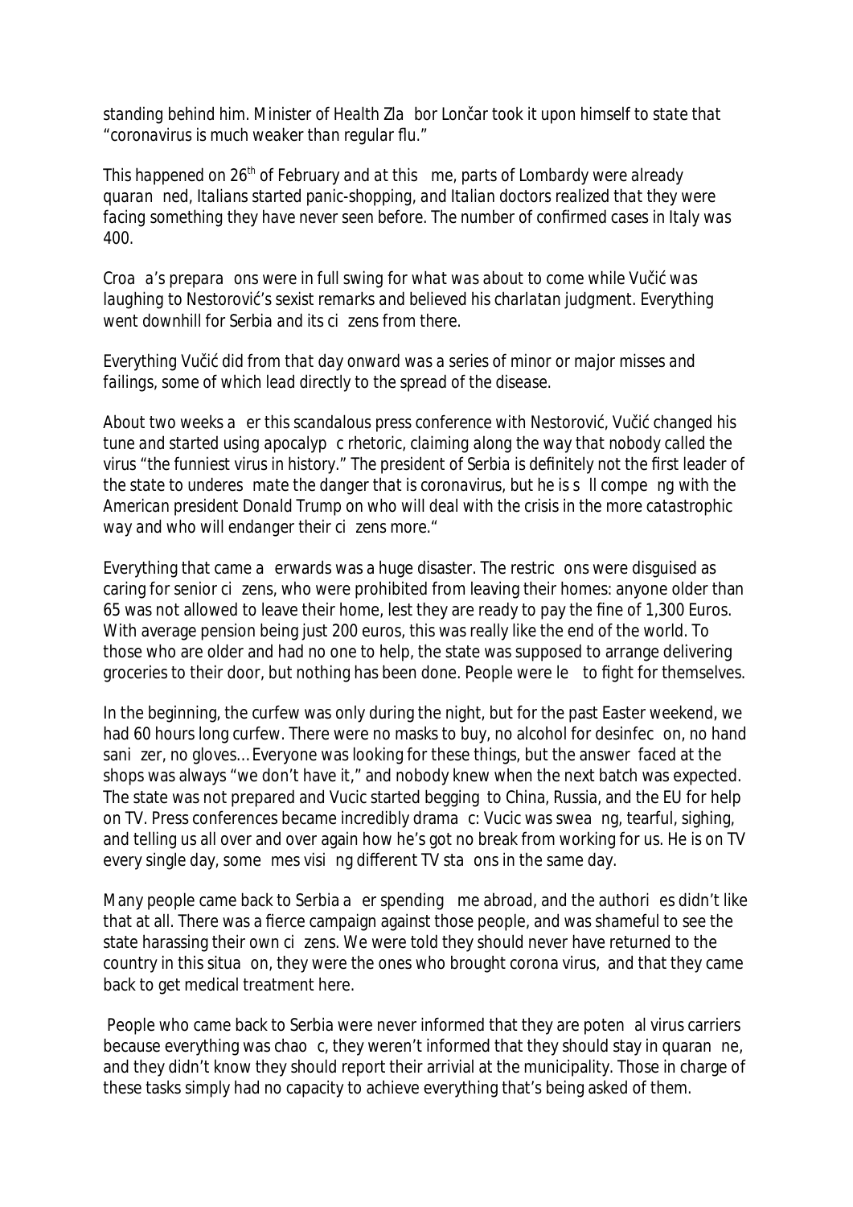*standing behind him. Minister of Health Zlatibor Lončar took it upon himself to state that "coronavirus is much weaker than regular flu."*

*This happened on 26th of February and at this time, parts of Lombardy were already quarantined, Italians started panic-shopping, and Italian doctors realized that they were facing something they have never seen before. The number of confirmed cases in Italy was 400.*

*Croatia's preparations were in full swing for what was about to come while Vučić was laughing to Nestorović's sexist remarks and believed his charlatan judgment. Everything went downhill for Serbia and its citizens from there.*

*Everything Vučić did from that day onward was a series of minor or major misses and failings, some of which lead directly to the spread of the disease.*

*About two weeks after this scandalous press conference with Nestorović, Vučić changed his tune and started using apocalyptic rhetoric, claiming along the way that nobody called the virus "the funniest virus in history." The president of Serbia is definitely not the first leader of the state to underestimate the danger that is coronavirus, but he is still competing with the American president Donald Trump on who will deal with the crisis in the more catastrophic way and who will endanger their citizens more."*

Everything that came afterwards was a huge disaster. The restrictions were disguised as caring for senior citizens, who were prohibited from leaving their homes: anyone older than 65 was not allowed to leave their home, lest they are ready to pay the fine of 1,300 Euros. With average pension being just 200 euros, this was really like the end of the world. To those who are older and had no one to help, the state was supposed to arrange delivering groceries to their door, but nothing has been done. People were left to fight for themselves.

In the beginning, the curfew was only during the night, but for the past Easter weekend, we had 60 hours long curfew. There were no masks to buy, no alcohol for desinfection, no hand sanitizer, no gloves… Everyone was looking for these things, but the answer faced at the shops was always "we don't have it," and nobody knew when the next batch was expected. The state was not prepared and Vucic started begging to China, Russia, and the EU for help on TV. Press conferences became incredibly dramatic: Vucic was sweating, tearful, sighing, and telling us all over and over again how he's got no break from working for us. He is on TV every single day, sometimes visiting different TV stations in the same day.

Many people came back to Serbia after spending time abroad, and the authorities didn't like that at all. There was a fierce campaign against those people, and was shameful to see the state harassing their own citizens. We were told they should never have returned to the country in this situation, they were the ones who brought corona virus, and that they came back to get medical treatment here.

People who came back to Serbia were never informed that they are potential virus carriers because everything was chaotic, they weren't informed that they should stay in quarantine, and they didn't know they should report their arrivial at the municipality. Those in charge of these tasks simply had no capacity to achieve everything that's being asked of them.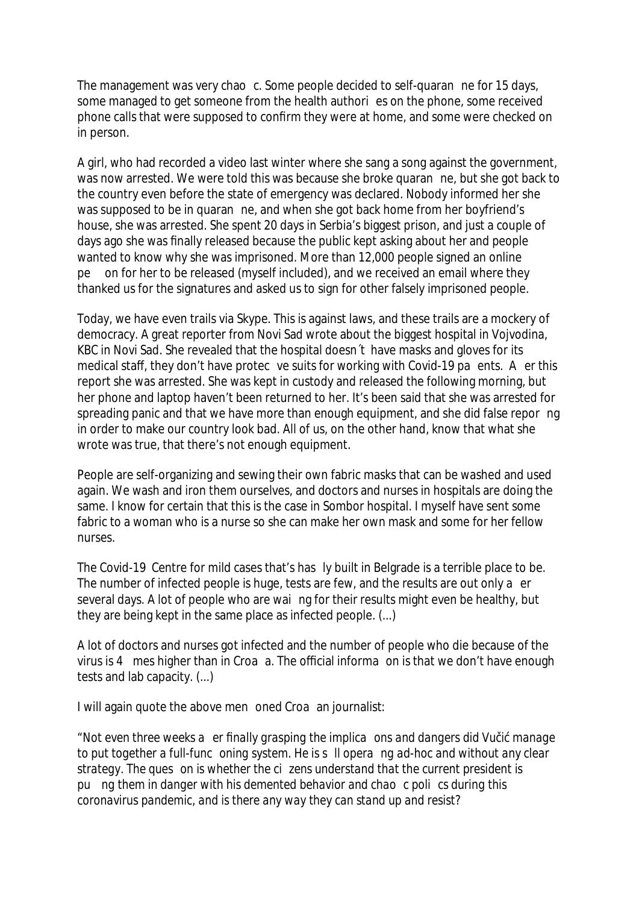The management was very chaotic. Some people decided to self-quarantine for 15 days, some managed to get someone from the health authorities on the phone, some received phone calls that were supposed to confirm they were at home, and some were checked on in person.

A girl, who had recorded a video last winter where she sang a song against the government, was now arrested. We were told this was because she broke quarantine, but she got back to the country even before the state of emergency was declared. Nobody informed her she was supposed to be in quarantine, and when she got back home from her boyfriend's house, she was arrested. She spent 20 days in Serbia's biggest prison, and just a couple of days ago she was finally released because the public kept asking about her and people wanted to know why she was imprisoned. More than 12,000 people signed an online petition for her to be released (myself included), and we received an email where they thanked us for the signatures and asked us to sign for other falsely imprisoned people.

Today, we have even trails via Skype. This is against laws, and these trails are a mockery of democracy. A great reporter from Novi Sad wrote about the biggest hospital in Vojvodina, KBC in Novi Sad. She revealed that the hospital doesn´t have masks and gloves for its medical staff, they don't have protective suits for working with Covid-19 patients. After this report she was arrested. She was kept in custody and released the following morning, but her phone and laptop haven't been returned to her. It's been said that she was arrested for spreading panic and that we have more than enough equipment, and she did false reporting in order to make our country look bad. All of us, on the other hand, know that what she wrote was true, that there's not enough equipment.

People are self-organizing and sewing their own fabric masks that can be washed and used again. We wash and iron them ourselves, and doctors and nurses in hospitals are doing the same. I know for certain that this is the case in Sombor hospital. I myself have sent some fabric to a woman who is a nurse so she can make her own mask and some for her fellow nurses.

The Covid-19 Centre for mild cases that's hastily built in Belgrade is a terrible place to be. The number of infected people is huge, tests are few, and the results are out only after several days. A lot of people who are waiting for their results might even be healthy, but they are being kept in the same place as infected people. (...)

A lot of doctors and nurses got infected and the number of people who die because of the virus is 4 times higher than in Croatia. The official information is that we don't have enough tests and lab capacity. (...)

I will again quote the above mentioned Croatian journalist:

*"Not even three weeks after finally grasping the implications and dangers did Vučić manage to put together a full-functioning system. He is still operating ad-hoc and without any clear strategy. The question is whether the citizens understand that the current president is putting them in danger with his demented behavior and chaotic politics during this coronavirus pandemic, and is there any way they can stand up and resist?*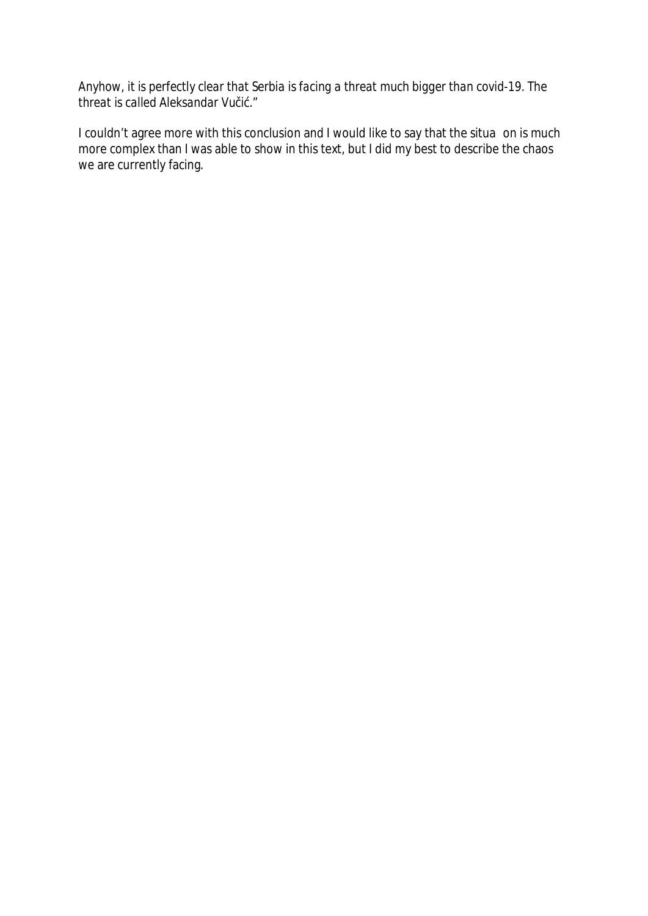Anyhow, it is perfectly clear that Serbia is facing a threat much bigger than covid-19. The threat is called Aleksandar Vučić."

I couldn't agree more with this conclusion and I would like to say that the situa on is much more complex than I was able to show in this text, but I did my best to describe the chaos we are currently facing.